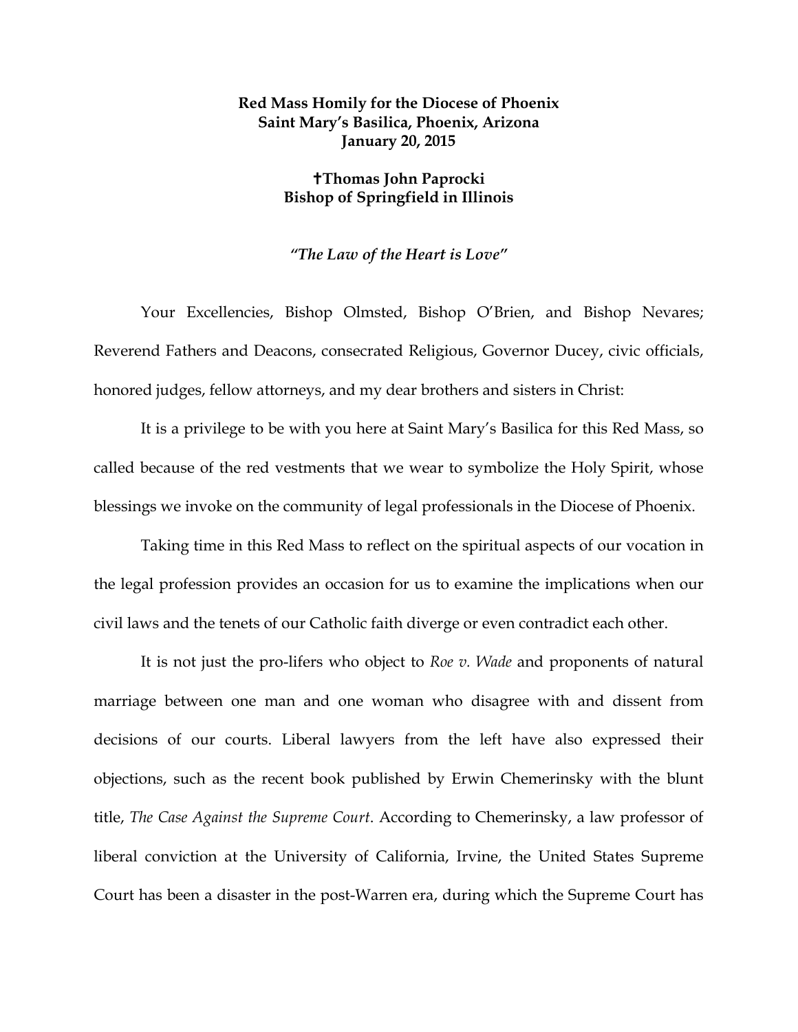**Red Mass Homily for the Diocese of Phoenix**
**Saint Mary's Basilica, Phoenix, Arizona**
**January 20, 2015**

**✝Thomas John Paprocki**
**Bishop of Springfield in Illinois**

***"The Law of the Heart is Love"***

Your Excellencies, Bishop Olmsted, Bishop O'Brien, and Bishop Nevares; Reverend Fathers and Deacons, consecrated Religious, Governor Ducey, civic officials, honored judges, fellow attorneys, and my dear brothers and sisters in Christ:

It is a privilege to be with you here at Saint Mary's Basilica for this Red Mass, so called because of the red vestments that we wear to symbolize the Holy Spirit, whose blessings we invoke on the community of legal professionals in the Diocese of Phoenix.

Taking time in this Red Mass to reflect on the spiritual aspects of our vocation in the legal profession provides an occasion for us to examine the implications when our civil laws and the tenets of our Catholic faith diverge or even contradict each other.

It is not just the pro-lifers who object to *Roe v. Wade* and proponents of natural marriage between one man and one woman who disagree with and dissent from decisions of our courts. Liberal lawyers from the left have also expressed their objections, such as the recent book published by Erwin Chemerinsky with the blunt title, *The Case Against the Supreme Court*. According to Chemerinsky, a law professor of liberal conviction at the University of California, Irvine, the United States Supreme Court has been a disaster in the post-Warren era, during which the Supreme Court has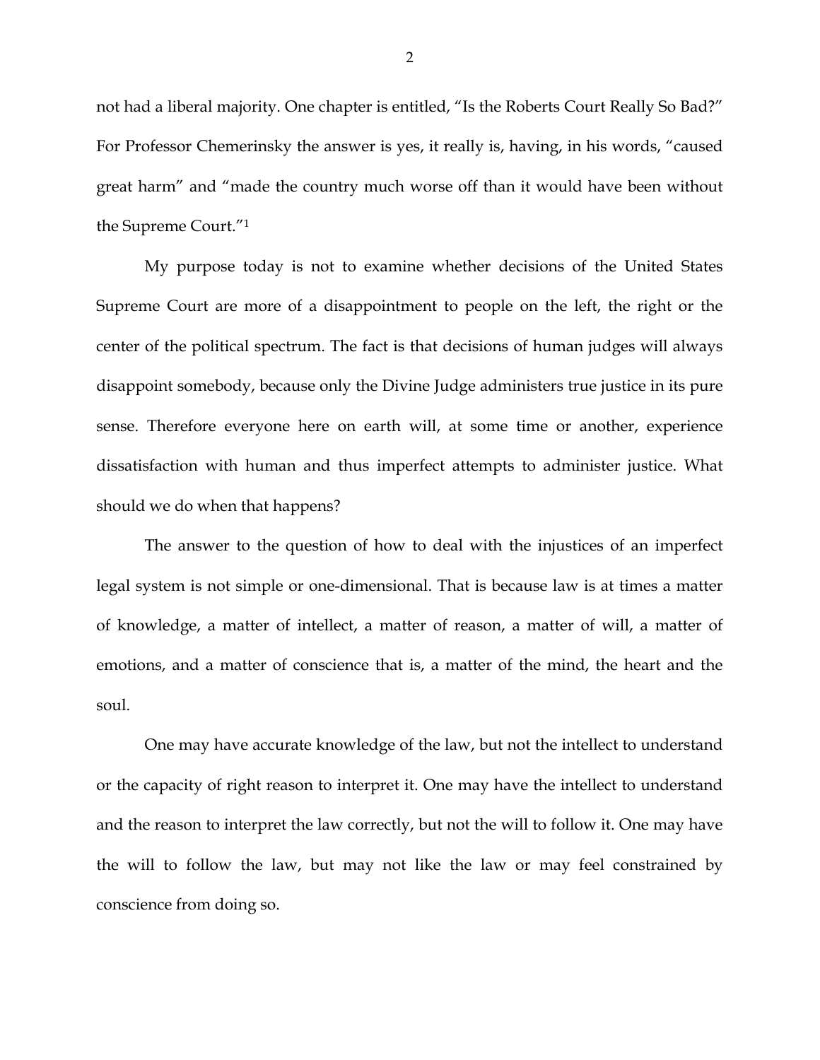not had a liberal majority. One chapter is entitled, "Is the Roberts Court Really So Bad?" For Professor Chemerinsky the answer is yes, it really is, having, in his words, "caused great harm" and "made the country much worse off than it would have been without the Supreme Court."[1]

My purpose today is not to examine whether decisions of the United States Supreme Court are more of a disappointment to people on the left, the right or the center of the political spectrum. The fact is that decisions of human judges will always disappoint somebody, because only the Divine Judge administers true justice in its pure sense. Therefore everyone here on earth will, at some time or another, experience dissatisfaction with human and thus imperfect attempts to administer justice. What should we do when that happens?

The answer to the question of how to deal with the injustices of an imperfect legal system is not simple or one-dimensional. That is because law is at times a matter of knowledge, a matter of intellect, a matter of reason, a matter of will, a matter of emotions, and a matter of conscience that is, a matter of the mind, the heart and the soul.

One may have accurate knowledge of the law, but not the intellect to understand or the capacity of right reason to interpret it. One may have the intellect to understand and the reason to interpret the law correctly, but not the will to follow it. One may have the will to follow the law, but may not like the law or may feel constrained by conscience from doing so.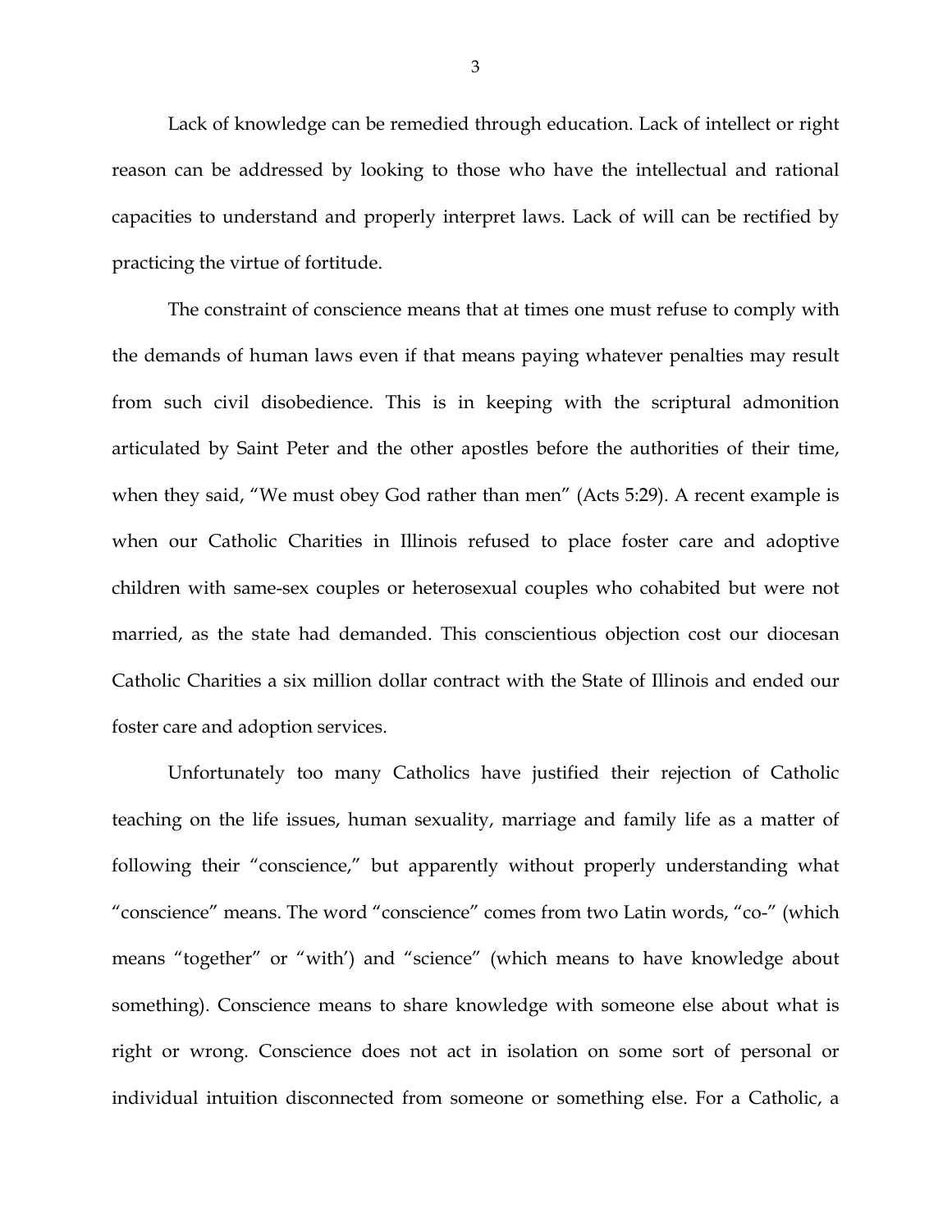Lack of knowledge can be remedied through education. Lack of intellect or right reason can be addressed by looking to those who have the intellectual and rational capacities to understand and properly interpret laws. Lack of will can be rectified by practicing the virtue of fortitude.

The constraint of conscience means that at times one must refuse to comply with the demands of human laws even if that means paying whatever penalties may result from such civil disobedience. This is in keeping with the scriptural admonition articulated by Saint Peter and the other apostles before the authorities of their time, when they said, "We must obey God rather than men" (Acts 5:29). A recent example is when our Catholic Charities in Illinois refused to place foster care and adoptive children with same-sex couples or heterosexual couples who cohabited but were not married, as the state had demanded. This conscientious objection cost our diocesan Catholic Charities a six million dollar contract with the State of Illinois and ended our foster care and adoption services.

Unfortunately too many Catholics have justified their rejection of Catholic teaching on the life issues, human sexuality, marriage and family life as a matter of following their "conscience," but apparently without properly understanding what "conscience" means. The word "conscience" comes from two Latin words, "co-" (which means "together" or "with') and "science" (which means to have knowledge about something). Conscience means to share knowledge with someone else about what is right or wrong. Conscience does not act in isolation on some sort of personal or individual intuition disconnected from someone or something else. For a Catholic, a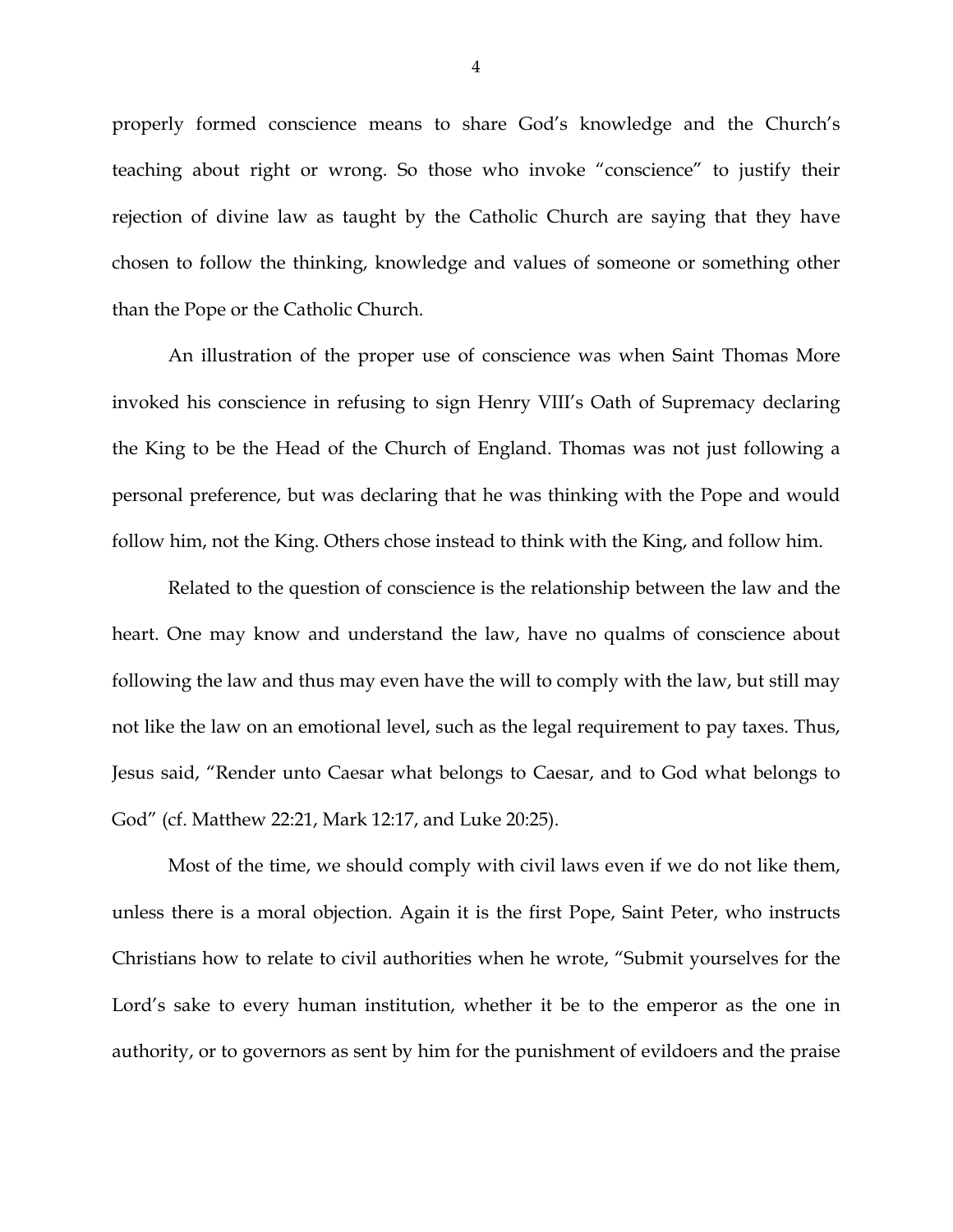properly formed conscience means to share God's knowledge and the Church's teaching about right or wrong. So those who invoke "conscience" to justify their rejection of divine law as taught by the Catholic Church are saying that they have chosen to follow the thinking, knowledge and values of someone or something other than the Pope or the Catholic Church.

An illustration of the proper use of conscience was when Saint Thomas More invoked his conscience in refusing to sign Henry VIII's Oath of Supremacy declaring the King to be the Head of the Church of England. Thomas was not just following a personal preference, but was declaring that he was thinking with the Pope and would follow him, not the King. Others chose instead to think with the King, and follow him.

Related to the question of conscience is the relationship between the law and the heart. One may know and understand the law, have no qualms of conscience about following the law and thus may even have the will to comply with the law, but still may not like the law on an emotional level, such as the legal requirement to pay taxes. Thus, Jesus said, "Render unto Caesar what belongs to Caesar, and to God what belongs to God" (cf. Matthew 22:21, Mark 12:17, and Luke 20:25).

Most of the time, we should comply with civil laws even if we do not like them, unless there is a moral objection. Again it is the first Pope, Saint Peter, who instructs Christians how to relate to civil authorities when he wrote, "Submit yourselves for the Lord's sake to every human institution, whether it be to the emperor as the one in authority, or to governors as sent by him for the punishment of evildoers and the praise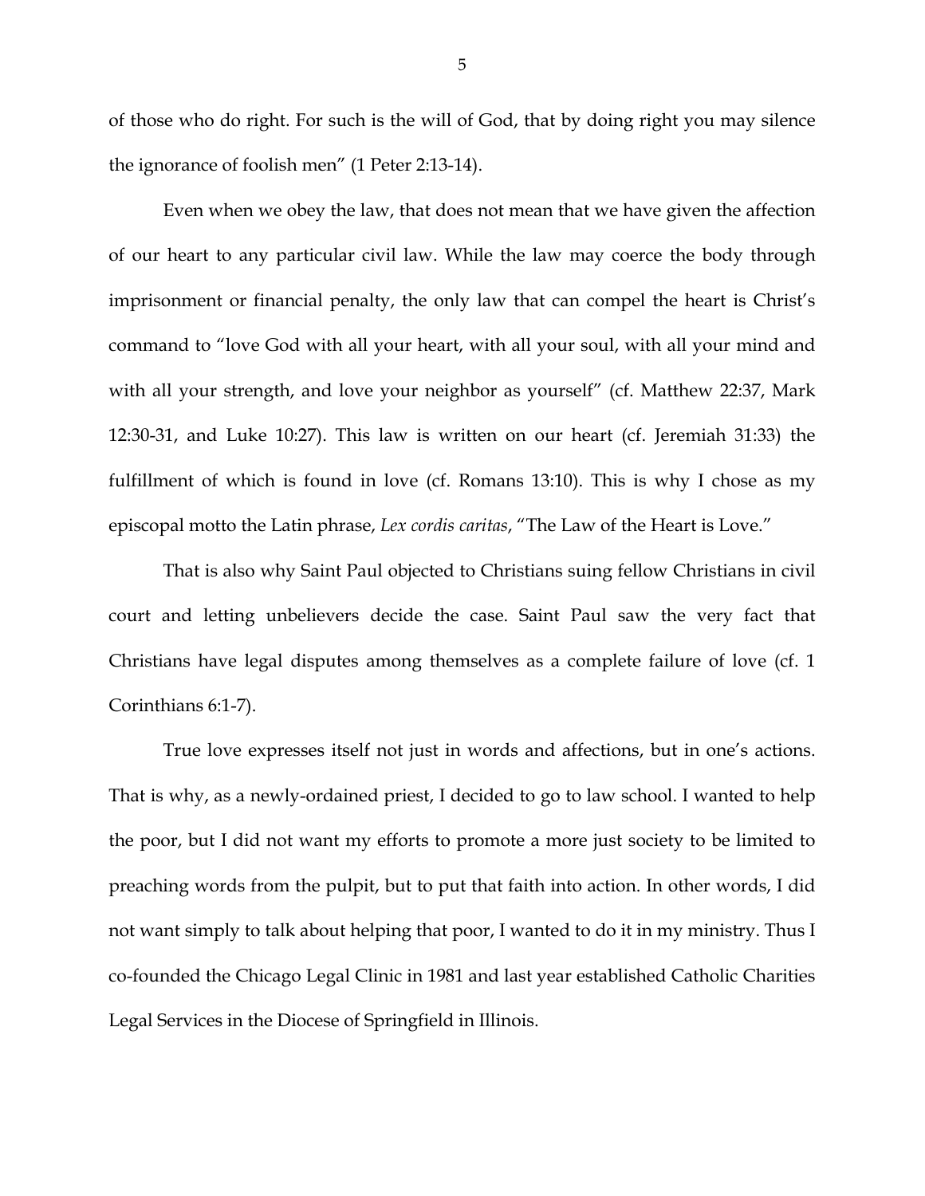of those who do right. For such is the will of God, that by doing right you may silence the ignorance of foolish men" (1 Peter 2:13-14).

Even when we obey the law, that does not mean that we have given the affection of our heart to any particular civil law. While the law may coerce the body through imprisonment or financial penalty, the only law that can compel the heart is Christ's command to "love God with all your heart, with all your soul, with all your mind and with all your strength, and love your neighbor as yourself" (cf. Matthew 22:37, Mark 12:30-31, and Luke 10:27). This law is written on our heart (cf. Jeremiah 31:33) the fulfillment of which is found in love (cf. Romans 13:10). This is why I chose as my episcopal motto the Latin phrase, *Lex cordis caritas*, "The Law of the Heart is Love."

That is also why Saint Paul objected to Christians suing fellow Christians in civil court and letting unbelievers decide the case. Saint Paul saw the very fact that Christians have legal disputes among themselves as a complete failure of love (cf. 1 Corinthians 6:1-7).

True love expresses itself not just in words and affections, but in one's actions. That is why, as a newly-ordained priest, I decided to go to law school. I wanted to help the poor, but I did not want my efforts to promote a more just society to be limited to preaching words from the pulpit, but to put that faith into action. In other words, I did not want simply to talk about helping that poor, I wanted to do it in my ministry. Thus I co-founded the Chicago Legal Clinic in 1981 and last year established Catholic Charities Legal Services in the Diocese of Springfield in Illinois.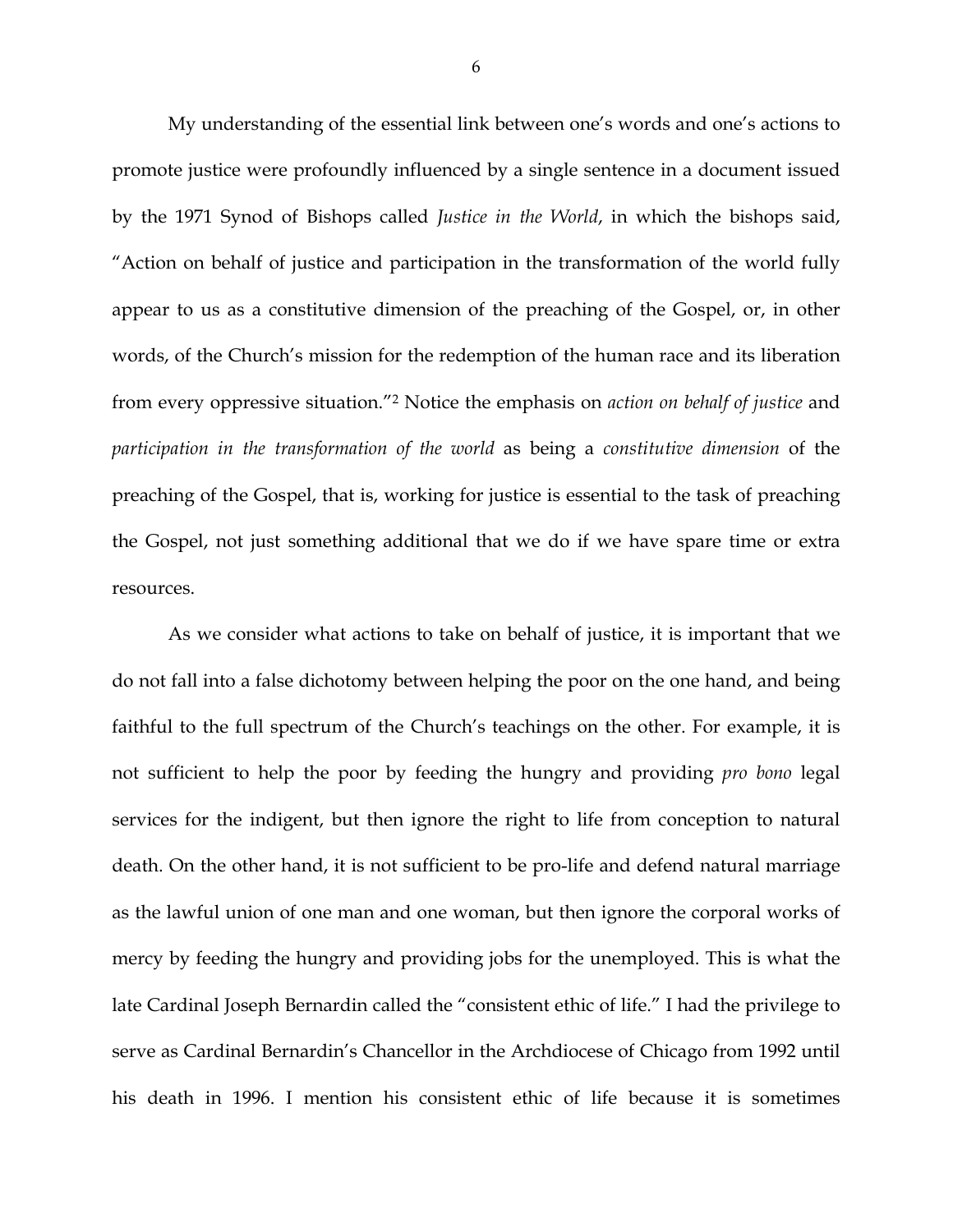My understanding of the essential link between one's words and one's actions to promote justice were profoundly influenced by a single sentence in a document issued by the 1971 Synod of Bishops called *Justice in the World*, in which the bishops said, "Action on behalf of justice and participation in the transformation of the world fully appear to us as a constitutive dimension of the preaching of the Gospel, or, in other words, of the Church's mission for the redemption of the human race and its liberation from every oppressive situation."[2] Notice the emphasis on *action on behalf of justice* and *participation in the transformation of the world* as being a *constitutive dimension* of the preaching of the Gospel, that is, working for justice is essential to the task of preaching the Gospel, not just something additional that we do if we have spare time or extra resources.

As we consider what actions to take on behalf of justice, it is important that we do not fall into a false dichotomy between helping the poor on the one hand, and being faithful to the full spectrum of the Church's teachings on the other. For example, it is not sufficient to help the poor by feeding the hungry and providing *pro bono* legal services for the indigent, but then ignore the right to life from conception to natural death. On the other hand, it is not sufficient to be pro-life and defend natural marriage as the lawful union of one man and one woman, but then ignore the corporal works of mercy by feeding the hungry and providing jobs for the unemployed. This is what the late Cardinal Joseph Bernardin called the "consistent ethic of life." I had the privilege to serve as Cardinal Bernardin's Chancellor in the Archdiocese of Chicago from 1992 until his death in 1996. I mention his consistent ethic of life because it is sometimes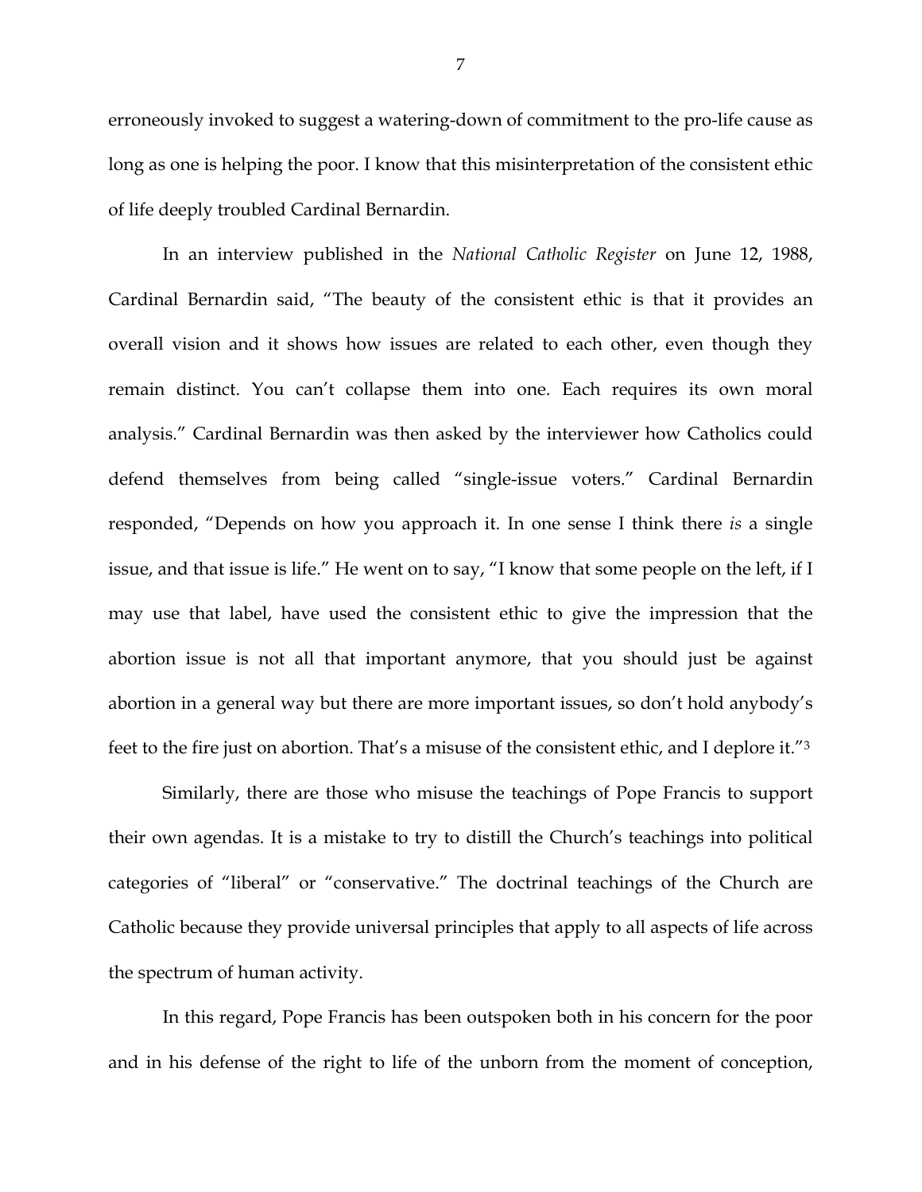erroneously invoked to suggest a watering-down of commitment to the pro-life cause as long as one is helping the poor. I know that this misinterpretation of the consistent ethic of life deeply troubled Cardinal Bernardin.

In an interview published in the *National Catholic Register* on June 12, 1988, Cardinal Bernardin said, "The beauty of the consistent ethic is that it provides an overall vision and it shows how issues are related to each other, even though they remain distinct. You can't collapse them into one. Each requires its own moral analysis." Cardinal Bernardin was then asked by the interviewer how Catholics could defend themselves from being called "single-issue voters." Cardinal Bernardin responded, "Depends on how you approach it. In one sense I think there *is* a single issue, and that issue is life." He went on to say, "I know that some people on the left, if I may use that label, have used the consistent ethic to give the impression that the abortion issue is not all that important anymore, that you should just be against abortion in a general way but there are more important issues, so don't hold anybody's feet to the fire just on abortion. That's a misuse of the consistent ethic, and I deplore it."[3]

Similarly, there are those who misuse the teachings of Pope Francis to support their own agendas. It is a mistake to try to distill the Church's teachings into political categories of "liberal" or "conservative." The doctrinal teachings of the Church are Catholic because they provide universal principles that apply to all aspects of life across the spectrum of human activity.

In this regard, Pope Francis has been outspoken both in his concern for the poor and in his defense of the right to life of the unborn from the moment of conception,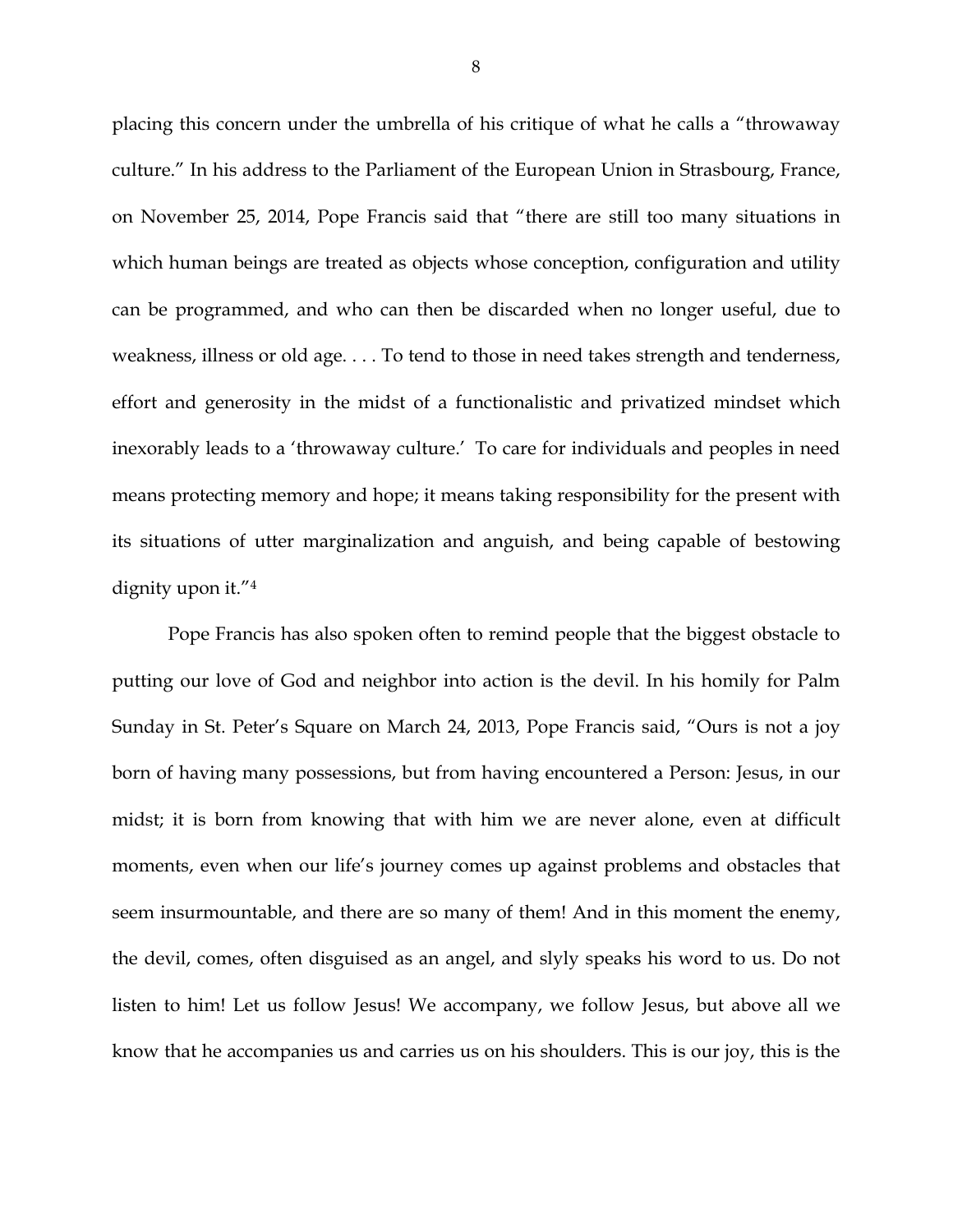placing this concern under the umbrella of his critique of what he calls a "throwaway culture." In his address to the Parliament of the European Union in Strasbourg, France, on November 25, 2014, Pope Francis said that "there are still too many situations in which human beings are treated as objects whose conception, configuration and utility can be programmed, and who can then be discarded when no longer useful, due to weakness, illness or old age. . . . To tend to those in need takes strength and tenderness, effort and generosity in the midst of a functionalistic and privatized mindset which inexorably leads to a 'throwaway culture.' To care for individuals and peoples in need means protecting memory and hope; it means taking responsibility for the present with its situations of utter marginalization and anguish, and being capable of bestowing dignity upon it."[4]

Pope Francis has also spoken often to remind people that the biggest obstacle to putting our love of God and neighbor into action is the devil. In his homily for Palm Sunday in St. Peter's Square on March 24, 2013, Pope Francis said, "Ours is not a joy born of having many possessions, but from having encountered a Person: Jesus, in our midst; it is born from knowing that with him we are never alone, even at difficult moments, even when our life's journey comes up against problems and obstacles that seem insurmountable, and there are so many of them! And in this moment the enemy, the devil, comes, often disguised as an angel, and slyly speaks his word to us. Do not listen to him! Let us follow Jesus! We accompany, we follow Jesus, but above all we know that he accompanies us and carries us on his shoulders. This is our joy, this is the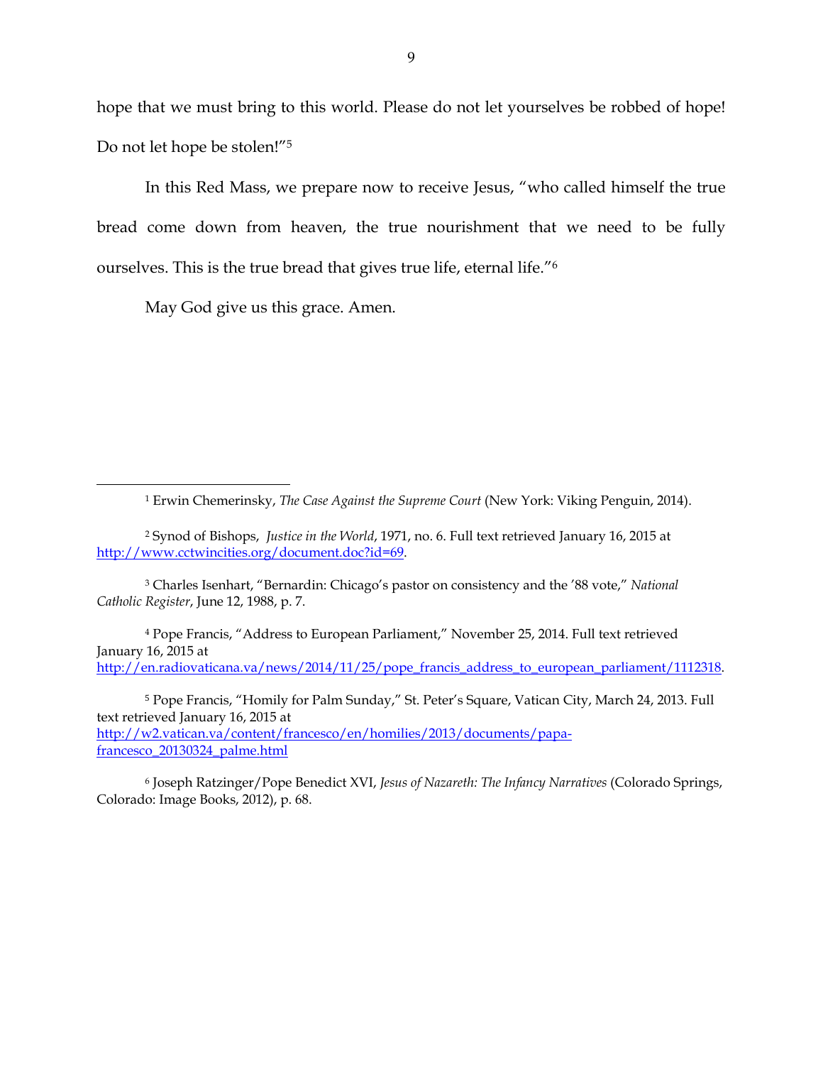hope that we must bring to this world. Please do not let yourselves be robbed of hope! Do not let hope be stolen!"[5]

In this Red Mass, we prepare now to receive Jesus, "who called himself the true bread come down from heaven, the true nourishment that we need to be fully ourselves. This is the true bread that gives true life, eternal life."[6]

May God give us this grace. Amen.

---

[1] Erwin Chemerinsky, *The Case Against the Supreme Court* (New York: Viking Penguin, 2014).

[2] Synod of Bishops, *Justice in the World*, 1971, no. 6. Full text retrieved January 16, 2015 at http://www.cctwincities.org/document.doc?id=69.

[3] Charles Isenhart, "Bernardin: Chicago's pastor on consistency and the '88 vote," *National Catholic Register*, June 12, 1988, p. 7.

[4] Pope Francis, "Address to European Parliament," November 25, 2014. Full text retrieved January 16, 2015 at http://en.radiovaticana.va/news/2014/11/25/pope_francis_address_to_european_parliament/1112318.

[5] Pope Francis, "Homily for Palm Sunday," St. Peter's Square, Vatican City, March 24, 2013. Full text retrieved January 16, 2015 at http://w2.vatican.va/content/francesco/en/homilies/2013/documents/papa-francesco_20130324_palme.html

[6] Joseph Ratzinger/Pope Benedict XVI, *Jesus of Nazareth: The Infancy Narratives* (Colorado Springs, Colorado: Image Books, 2012), p. 68.